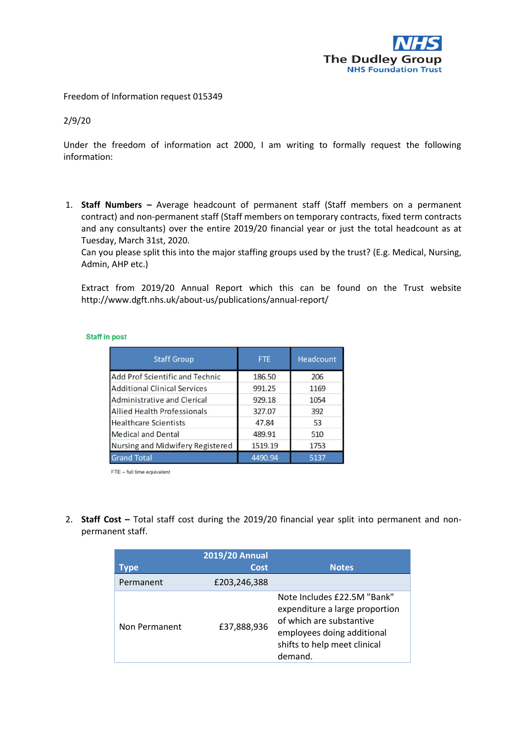The Dudley Group
NHS Foundation Trust

Freedom of Information request 015349

2/9/20

Under the freedom of information act 2000, I am writing to formally request the following information:

1. **Staff Numbers –** Average headcount of permanent staff (Staff members on a permanent contract) and non-permanent staff (Staff members on temporary contracts, fixed term contracts and any consultants) over the entire 2019/20 financial year or just the total headcount as at Tuesday, March 31st, 2020.
   Can you please split this into the major staffing groups used by the trust? (E.g. Medical, Nursing, Admin, AHP etc.)

   Extract from 2019/20 Annual Report which this can be found on the Trust website http://www.dgft.nhs.uk/about-us/publications/annual-report/

**Staff in post**

| Staff Group | FTE | Headcount |
|---|---|---|
| Add Prof Scientific and Technic | 186.50 | 206 |
| Additional Clinical Services | 991.25 | 1169 |
| Administrative and Clerical | 929.18 | 1054 |
| Allied Health Professionals | 327.07 | 392 |
| Healthcare Scientists | 47.84 | 53 |
| Medical and Dental | 489.91 | 510 |
| Nursing and Midwifery Registered | 1519.19 | 1753 |
| Grand Total | 4490.94 | 5137 |

FTE – full time equivalent

2. **Staff Cost –** Total staff cost during the 2019/20 financial year split into permanent and non-permanent staff.

| Type | 2019/20 Annual Cost | Notes |
|---|---|---|
| Permanent | £203,246,388 | |
| Non Permanent | £37,888,936 | Note Includes £22.5M "Bank" expenditure a large proportion of which are substantive employees doing additional shifts to help meet clinical demand. |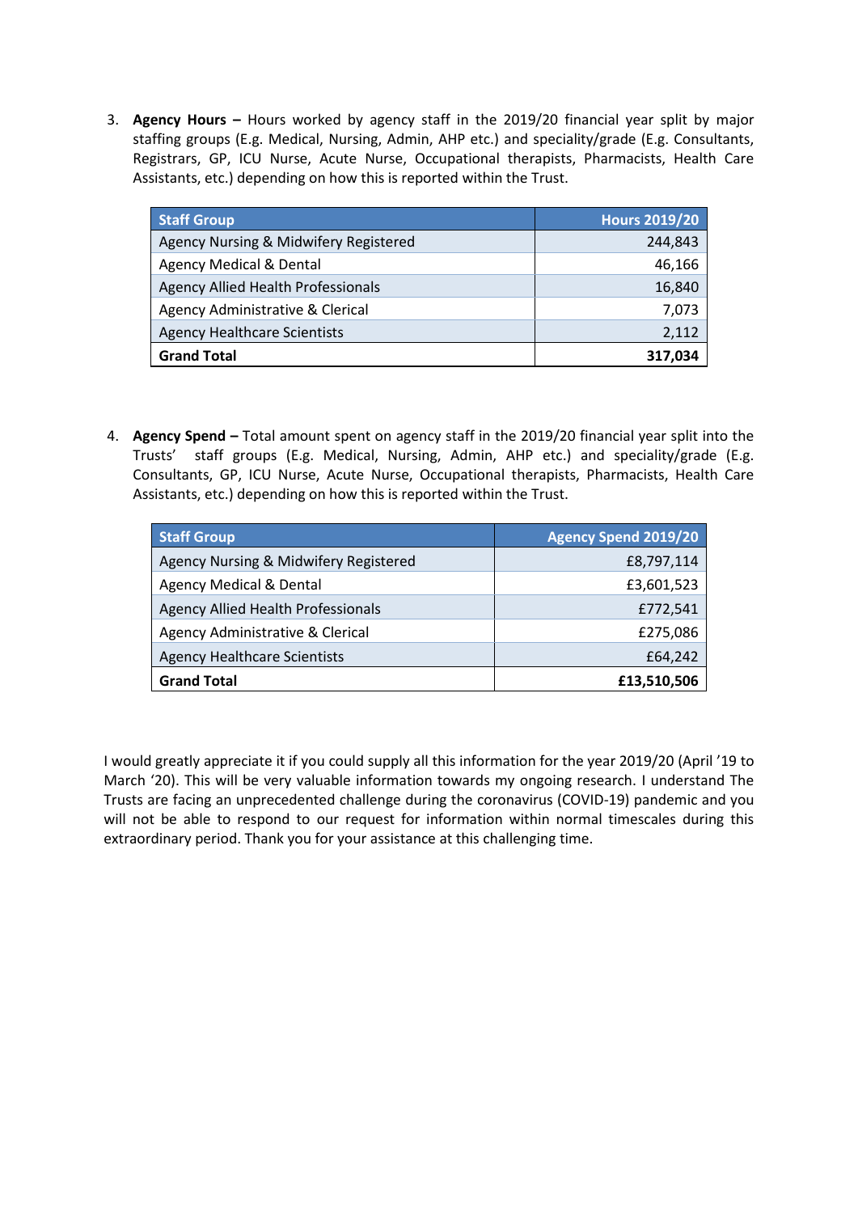3. **Agency Hours –** Hours worked by agency staff in the 2019/20 financial year split by major staffing groups (E.g. Medical, Nursing, Admin, AHP etc.) and speciality/grade (E.g. Consultants, Registrars, GP, ICU Nurse, Acute Nurse, Occupational therapists, Pharmacists, Health Care Assistants, etc.) depending on how this is reported within the Trust.

| Staff Group | Hours 2019/20 |
|---|---:|
| Agency Nursing & Midwifery Registered | 244,843 |
| Agency Medical & Dental | 46,166 |
| Agency Allied Health Professionals | 16,840 |
| Agency Administrative & Clerical | 7,073 |
| Agency Healthcare Scientists | 2,112 |
| **Grand Total** | **317,034** |

4. **Agency Spend –** Total amount spent on agency staff in the 2019/20 financial year split into the Trusts' staff groups (E.g. Medical, Nursing, Admin, AHP etc.) and speciality/grade (E.g. Consultants, GP, ICU Nurse, Acute Nurse, Occupational therapists, Pharmacists, Health Care Assistants, etc.) depending on how this is reported within the Trust.

| Staff Group | Agency Spend 2019/20 |
|---|---:|
| Agency Nursing & Midwifery Registered | £8,797,114 |
| Agency Medical & Dental | £3,601,523 |
| Agency Allied Health Professionals | £772,541 |
| Agency Administrative & Clerical | £275,086 |
| Agency Healthcare Scientists | £64,242 |
| **Grand Total** | **£13,510,506** |

I would greatly appreciate it if you could supply all this information for the year 2019/20 (April '19 to March '20). This will be very valuable information towards my ongoing research. I understand The Trusts are facing an unprecedented challenge during the coronavirus (COVID-19) pandemic and you will not be able to respond to our request for information within normal timescales during this extraordinary period. Thank you for your assistance at this challenging time.